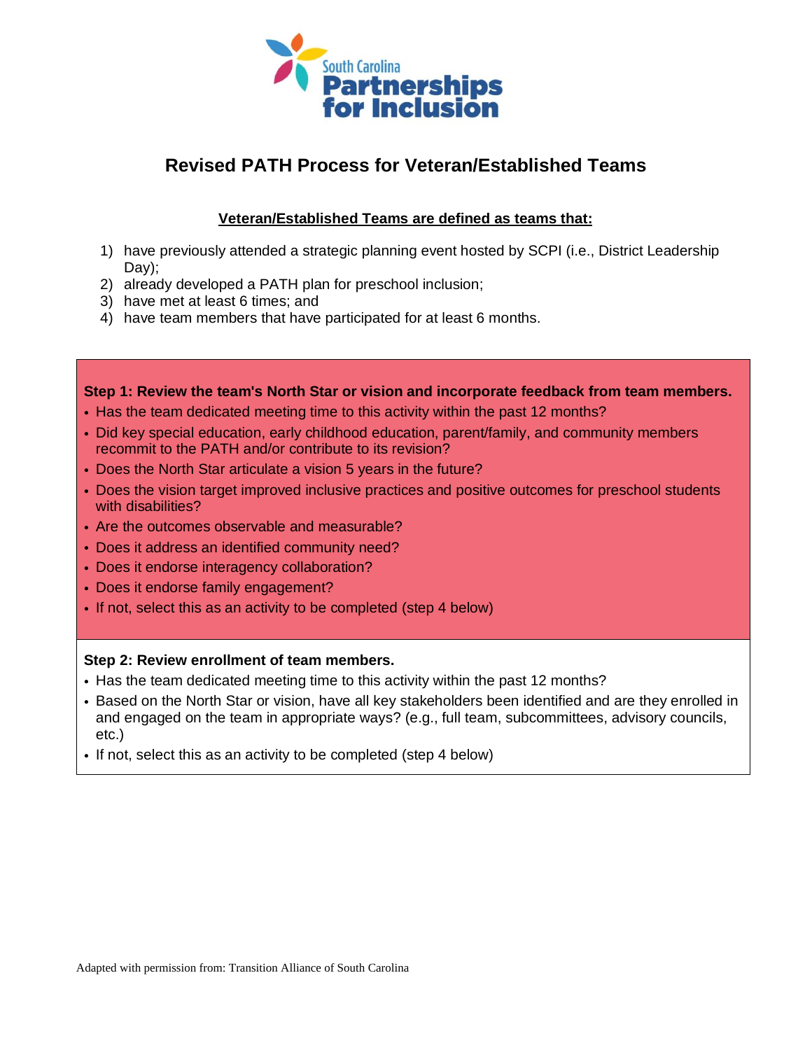South Carolina **Partnerships for Inclusion**

# Revised PATH Process for Veteran/Established Teams

**<u>Veteran/Established Teams are defined as teams that:</u>**

1) have previously attended a strategic planning event hosted by SCPI (i.e., District Leadership Day);
2) already developed a PATH plan for preschool inclusion;
3) have met at least 6 times; and
4) have team members that have participated for at least 6 months.

**Step 1: Review the team's North Star or vision and incorporate feedback from team members.**

- Has the team dedicated meeting time to this activity within the past 12 months?
- Did key special education, early childhood education, parent/family, and community members recommit to the PATH and/or contribute to its revision?
- Does the North Star articulate a vision 5 years in the future?
- Does the vision target improved inclusive practices and positive outcomes for preschool students with disabilities?
- Are the outcomes observable and measurable?
- Does it address an identified community need?
- Does it endorse interagency collaboration?
- Does it endorse family engagement?
- If not, select this as an activity to be completed (step 4 below)

**Step 2: Review enrollment of team members.**

- Has the team dedicated meeting time to this activity within the past 12 months?
- Based on the North Star or vision, have all key stakeholders been identified and are they enrolled in and engaged on the team in appropriate ways? (e.g., full team, subcommittees, advisory councils, etc.)
- If not, select this as an activity to be completed (step 4 below)

Adapted with permission from: Transition Alliance of South Carolina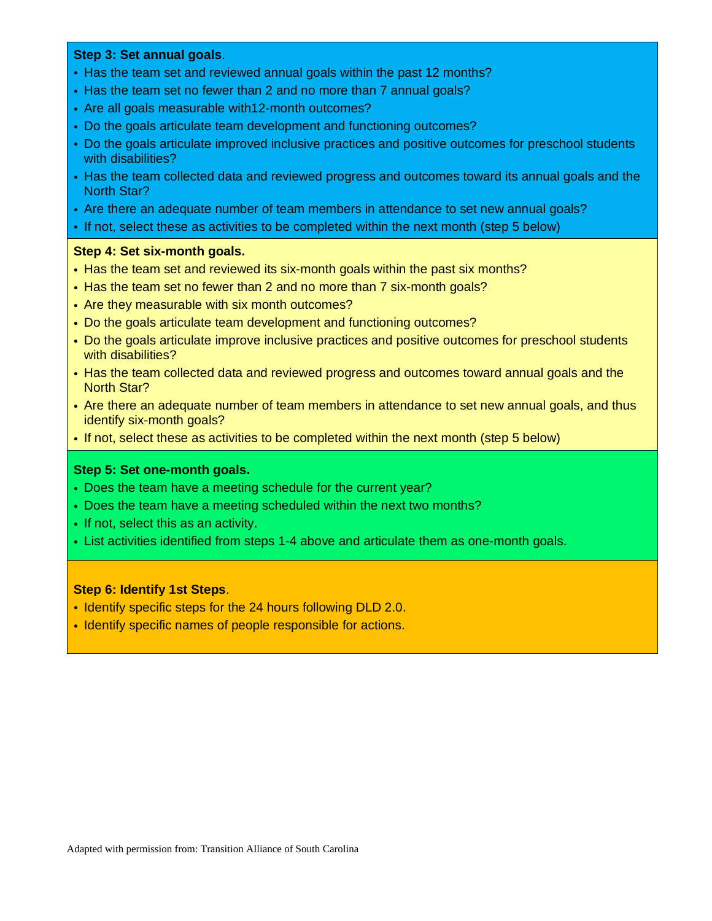**Step 3: Set annual goals**.

- Has the team set and reviewed annual goals within the past 12 months?
- Has the team set no fewer than 2 and no more than 7 annual goals?
- Are all goals measurable with12-month outcomes?
- Do the goals articulate team development and functioning outcomes?
- Do the goals articulate improved inclusive practices and positive outcomes for preschool students with disabilities?
- Has the team collected data and reviewed progress and outcomes toward its annual goals and the North Star?
- Are there an adequate number of team members in attendance to set new annual goals?
- If not, select these as activities to be completed within the next month (step 5 below)

**Step 4: Set six-month goals.**

- Has the team set and reviewed its six-month goals within the past six months?
- Has the team set no fewer than 2 and no more than 7 six-month goals?
- Are they measurable with six month outcomes?
- Do the goals articulate team development and functioning outcomes?
- Do the goals articulate improve inclusive practices and positive outcomes for preschool students with disabilities?
- Has the team collected data and reviewed progress and outcomes toward annual goals and the North Star?
- Are there an adequate number of team members in attendance to set new annual goals, and thus identify six-month goals?
- If not, select these as activities to be completed within the next month (step 5 below)

**Step 5: Set one-month goals.**

- Does the team have a meeting schedule for the current year?
- Does the team have a meeting scheduled within the next two months?
- If not, select this as an activity.
- List activities identified from steps 1-4 above and articulate them as one-month goals.

**Step 6: Identify 1st Steps**.

- Identify specific steps for the 24 hours following DLD 2.0.
- Identify specific names of people responsible for actions.

Adapted with permission from: Transition Alliance of South Carolina